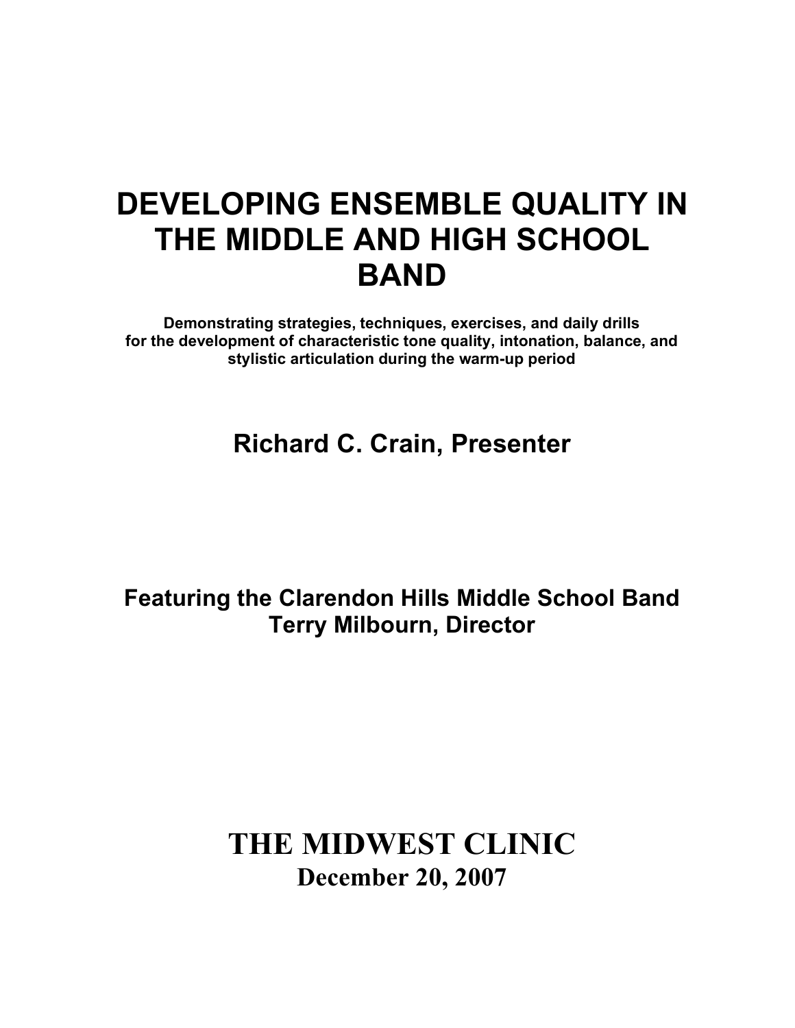# DEVELOPING ENSEMBLE QUALITY IN THE MIDDLE AND HIGH SCHOOL BAND

**Demonstrating strategies, techniques, exercises, and daily drills for the development of characteristic tone quality, intonation, balance, and stylistic articulation during the warm-up period**

## Richard C. Crain, Presenter

**Featuring the Clarendon Hills Middle School Band**
**Terry Milbourn, Director**

## THE MIDWEST CLINIC
**December 20, 2007**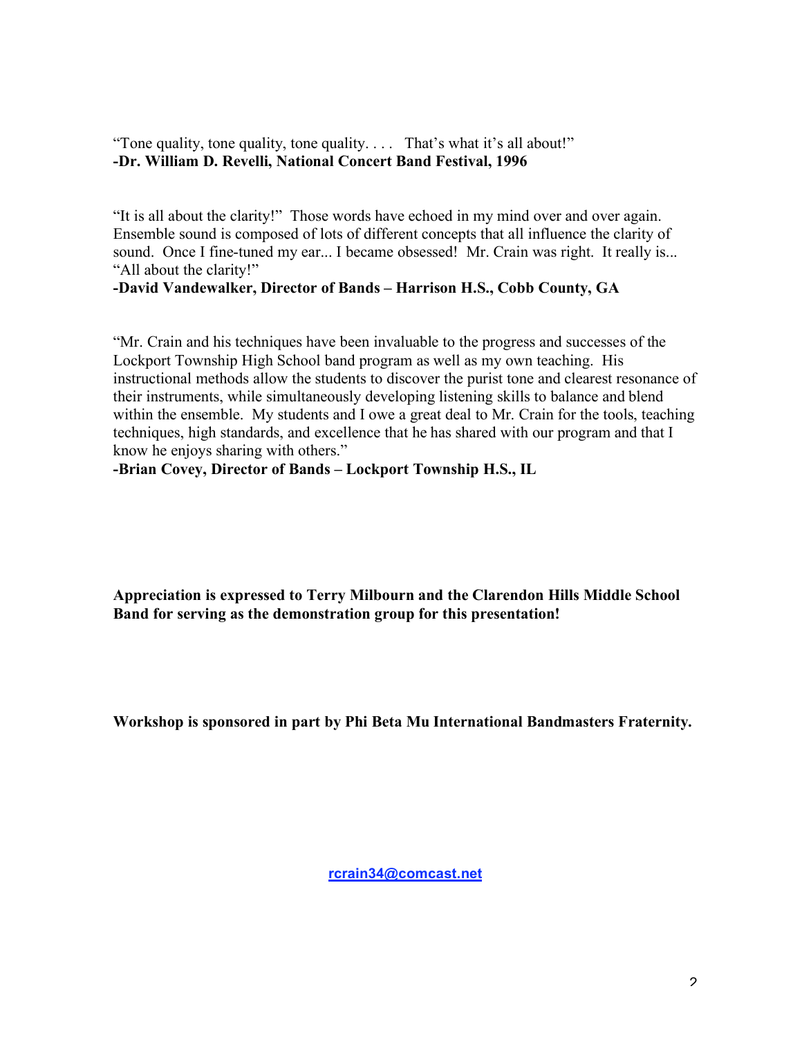"Tone quality, tone quality, tone quality. . . .   That's what it's all about!"
**-Dr. William D. Revelli, National Concert Band Festival, 1996**

"It is all about the clarity!"  Those words have echoed in my mind over and over again. Ensemble sound is composed of lots of different concepts that all influence the clarity of sound.  Once I fine-tuned my ear... I became obsessed!  Mr. Crain was right.  It really is... "All about the clarity!"
**-David Vandewalker, Director of Bands – Harrison H.S., Cobb County, GA**

"Mr. Crain and his techniques have been invaluable to the progress and successes of the Lockport Township High School band program as well as my own teaching.  His instructional methods allow the students to discover the purist tone and clearest resonance of their instruments, while simultaneously developing listening skills to balance and blend within the ensemble.  My students and I owe a great deal to Mr. Crain for the tools, teaching techniques, high standards, and excellence that he has shared with our program and that I know he enjoys sharing with others."
**-Brian Covey, Director of Bands – Lockport Township H.S., IL**

**Appreciation is expressed to Terry Milbourn and the Clarendon Hills Middle School Band for serving as the demonstration group for this presentation!**

**Workshop is sponsored in part by Phi Beta Mu International Bandmasters Fraternity.**

rcrain34@comcast.net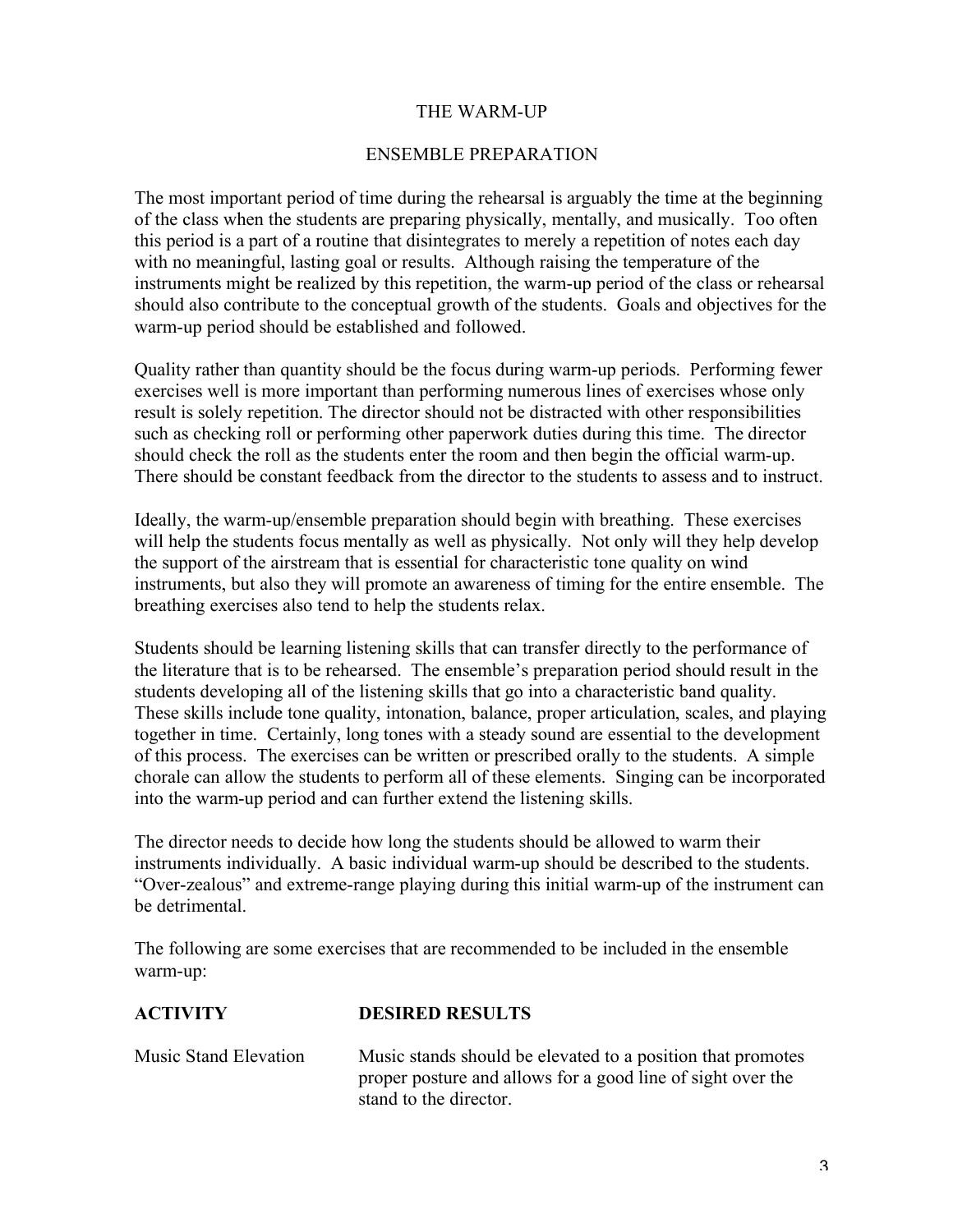# THE WARM-UP

## ENSEMBLE PREPARATION

The most important period of time during the rehearsal is arguably the time at the beginning of the class when the students are preparing physically, mentally, and musically. Too often this period is a part of a routine that disintegrates to merely a repetition of notes each day with no meaningful, lasting goal or results. Although raising the temperature of the instruments might be realized by this repetition, the warm-up period of the class or rehearsal should also contribute to the conceptual growth of the students. Goals and objectives for the warm-up period should be established and followed.

Quality rather than quantity should be the focus during warm-up periods. Performing fewer exercises well is more important than performing numerous lines of exercises whose only result is solely repetition. The director should not be distracted with other responsibilities such as checking roll or performing other paperwork duties during this time. The director should check the roll as the students enter the room and then begin the official warm-up. There should be constant feedback from the director to the students to assess and to instruct.

Ideally, the warm-up/ensemble preparation should begin with breathing. These exercises will help the students focus mentally as well as physically. Not only will they help develop the support of the airstream that is essential for characteristic tone quality on wind instruments, but also they will promote an awareness of timing for the entire ensemble. The breathing exercises also tend to help the students relax.

Students should be learning listening skills that can transfer directly to the performance of the literature that is to be rehearsed. The ensemble's preparation period should result in the students developing all of the listening skills that go into a characteristic band quality. These skills include tone quality, intonation, balance, proper articulation, scales, and playing together in time. Certainly, long tones with a steady sound are essential to the development of this process. The exercises can be written or prescribed orally to the students. A simple chorale can allow the students to perform all of these elements. Singing can be incorporated into the warm-up period and can further extend the listening skills.

The director needs to decide how long the students should be allowed to warm their instruments individually. A basic individual warm-up should be described to the students. "Over-zealous" and extreme-range playing during this initial warm-up of the instrument can be detrimental.

The following are some exercises that are recommended to be included in the ensemble warm-up:

| **ACTIVITY** | **DESIRED RESULTS** |
| --- | --- |
| Music Stand Elevation | Music stands should be elevated to a position that promotes proper posture and allows for a good line of sight over the stand to the director. |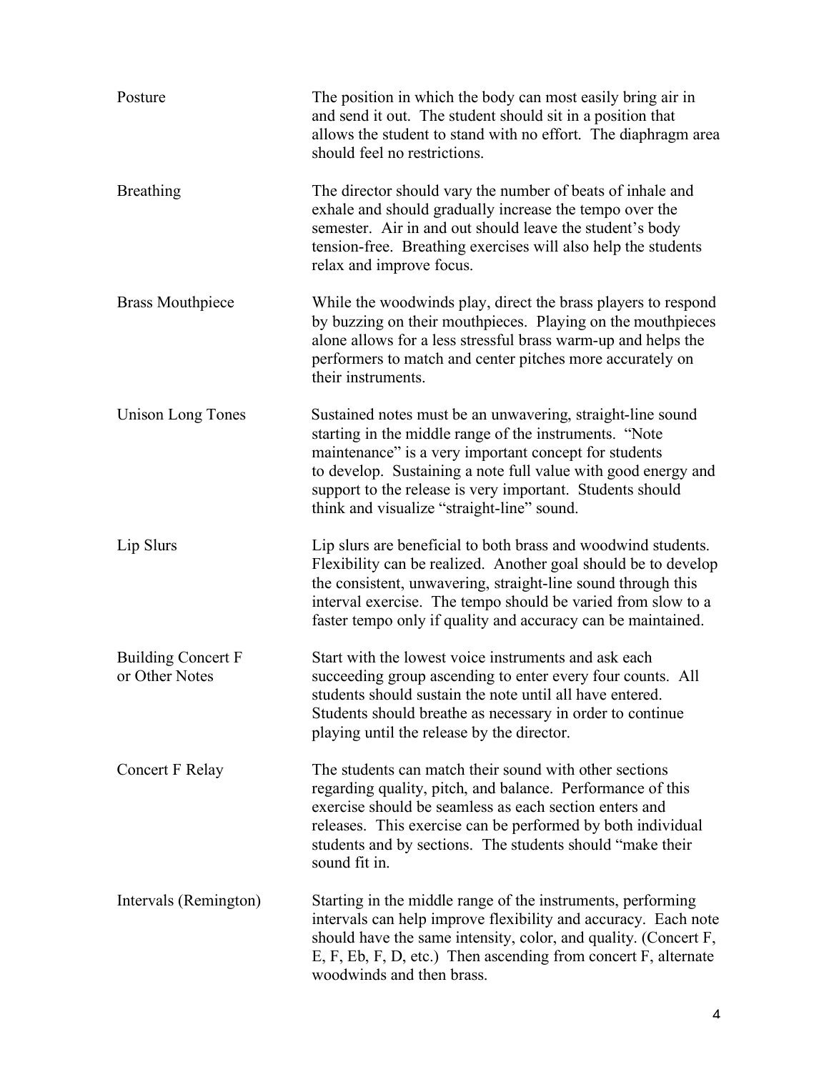| | |
|---|---|
| Posture | The position in which the body can most easily bring air in and send it out. The student should sit in a position that allows the student to stand with no effort. The diaphragm area should feel no restrictions. |
| Breathing | The director should vary the number of beats of inhale and exhale and should gradually increase the tempo over the semester. Air in and out should leave the student's body tension-free. Breathing exercises will also help the students relax and improve focus. |
| Brass Mouthpiece | While the woodwinds play, direct the brass players to respond by buzzing on their mouthpieces. Playing on the mouthpieces alone allows for a less stressful brass warm-up and helps the performers to match and center pitches more accurately on their instruments. |
| Unison Long Tones | Sustained notes must be an unwavering, straight-line sound starting in the middle range of the instruments. "Note maintenance" is a very important concept for students to develop. Sustaining a note full value with good energy and support to the release is very important. Students should think and visualize "straight-line" sound. |
| Lip Slurs | Lip slurs are beneficial to both brass and woodwind students. Flexibility can be realized. Another goal should be to develop the consistent, unwavering, straight-line sound through this interval exercise. The tempo should be varied from slow to a faster tempo only if quality and accuracy can be maintained. |
| Building Concert F or Other Notes | Start with the lowest voice instruments and ask each succeeding group ascending to enter every four counts. All students should sustain the note until all have entered. Students should breathe as necessary in order to continue playing until the release by the director. |
| Concert F Relay | The students can match their sound with other sections regarding quality, pitch, and balance. Performance of this exercise should be seamless as each section enters and releases. This exercise can be performed by both individual students and by sections. The students should "make their sound fit in. |
| Intervals (Remington) | Starting in the middle range of the instruments, performing intervals can help improve flexibility and accuracy. Each note should have the same intensity, color, and quality. (Concert F, E, F, Eb, F, D, etc.) Then ascending from concert F, alternate woodwinds and then brass. |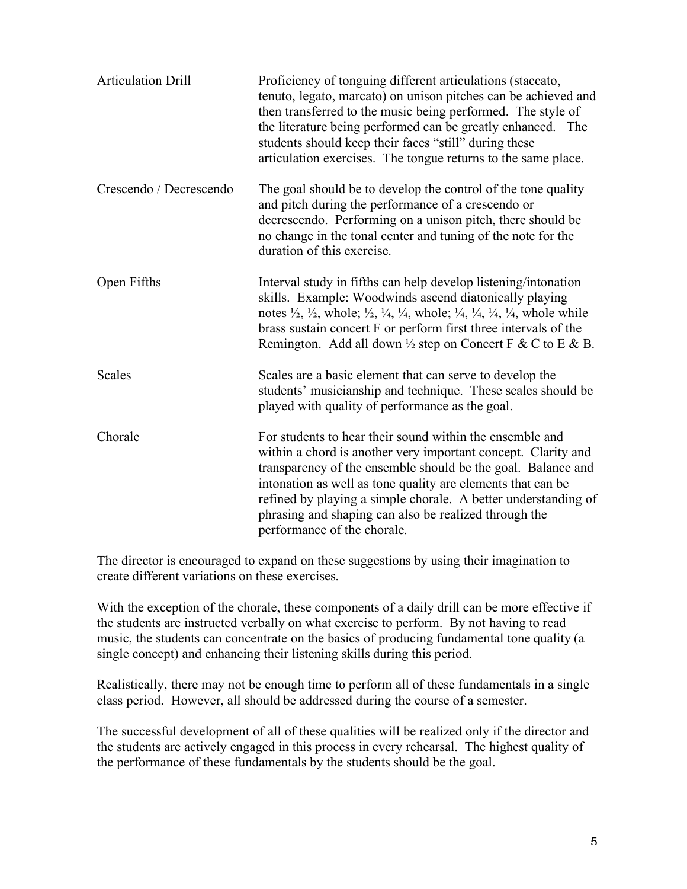| | |
|---|---|
| Articulation Drill | Proficiency of tonguing different articulations (staccato, tenuto, legato, marcato) on unison pitches can be achieved and then transferred to the music being performed. The style of the literature being performed can be greatly enhanced. The students should keep their faces "still" during these articulation exercises. The tongue returns to the same place. |
| Crescendo / Decrescendo | The goal should be to develop the control of the tone quality and pitch during the performance of a crescendo or decrescendo. Performing on a unison pitch, there should be no change in the tonal center and tuning of the note for the duration of this exercise. |
| Open Fifths | Interval study in fifths can help develop listening/intonation skills. Example: Woodwinds ascend diatonically playing notes ½, ½, whole; ½, ¼, ¼, whole; ¼, ¼, ¼, ¼, whole while brass sustain concert F or perform first three intervals of the Remington. Add all down ½ step on Concert F & C to E & B. |
| Scales | Scales are a basic element that can serve to develop the students' musicianship and technique. These scales should be played with quality of performance as the goal. |
| Chorale | For students to hear their sound within the ensemble and within a chord is another very important concept. Clarity and transparency of the ensemble should be the goal. Balance and intonation as well as tone quality are elements that can be refined by playing a simple chorale. A better understanding of phrasing and shaping can also be realized through the performance of the chorale. |

The director is encouraged to expand on these suggestions by using their imagination to create different variations on these exercises.

With the exception of the chorale, these components of a daily drill can be more effective if the students are instructed verbally on what exercise to perform. By not having to read music, the students can concentrate on the basics of producing fundamental tone quality (a single concept) and enhancing their listening skills during this period.

Realistically, there may not be enough time to perform all of these fundamentals in a single class period. However, all should be addressed during the course of a semester.

The successful development of all of these qualities will be realized only if the director and the students are actively engaged in this process in every rehearsal. The highest quality of the performance of these fundamentals by the students should be the goal.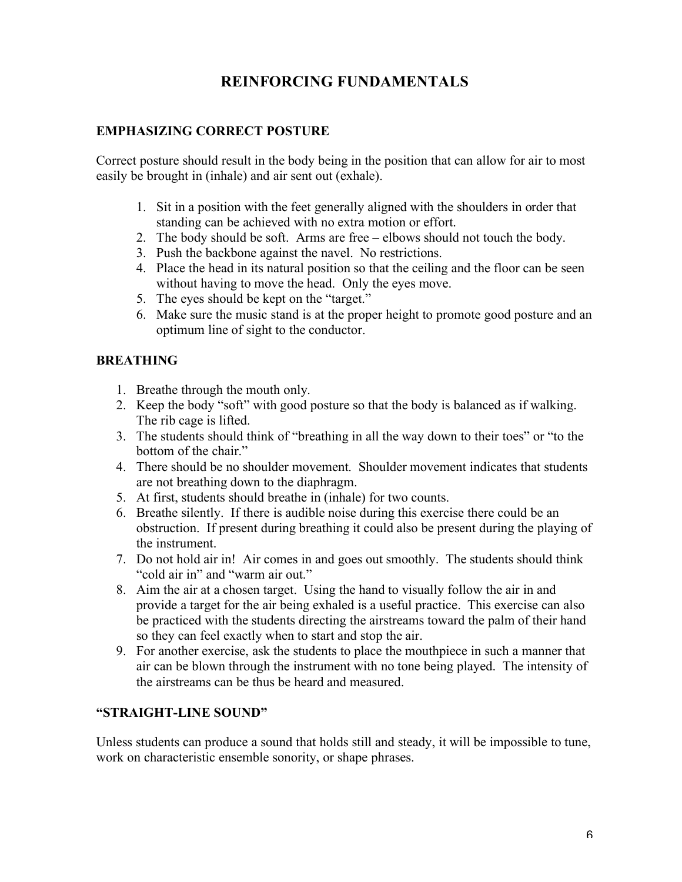# REINFORCING FUNDAMENTALS

## EMPHASIZING CORRECT POSTURE

Correct posture should result in the body being in the position that can allow for air to most easily be brought in (inhale) and air sent out (exhale).

1. Sit in a position with the feet generally aligned with the shoulders in order that standing can be achieved with no extra motion or effort.
2. The body should be soft. Arms are free – elbows should not touch the body.
3. Push the backbone against the navel. No restrictions.
4. Place the head in its natural position so that the ceiling and the floor can be seen without having to move the head. Only the eyes move.
5. The eyes should be kept on the "target."
6. Make sure the music stand is at the proper height to promote good posture and an optimum line of sight to the conductor.

## BREATHING

1. Breathe through the mouth only.
2. Keep the body "soft" with good posture so that the body is balanced as if walking. The rib cage is lifted.
3. The students should think of "breathing in all the way down to their toes" or "to the bottom of the chair."
4. There should be no shoulder movement. Shoulder movement indicates that students are not breathing down to the diaphragm.
5. At first, students should breathe in (inhale) for two counts.
6. Breathe silently. If there is audible noise during this exercise there could be an obstruction. If present during breathing it could also be present during the playing of the instrument.
7. Do not hold air in! Air comes in and goes out smoothly. The students should think "cold air in" and "warm air out."
8. Aim the air at a chosen target. Using the hand to visually follow the air in and provide a target for the air being exhaled is a useful practice. This exercise can also be practiced with the students directing the airstreams toward the palm of their hand so they can feel exactly when to start and stop the air.
9. For another exercise, ask the students to place the mouthpiece in such a manner that air can be blown through the instrument with no tone being played. The intensity of the airstreams can be thus be heard and measured.

## "STRAIGHT-LINE SOUND"

Unless students can produce a sound that holds still and steady, it will be impossible to tune, work on characteristic ensemble sonority, or shape phrases.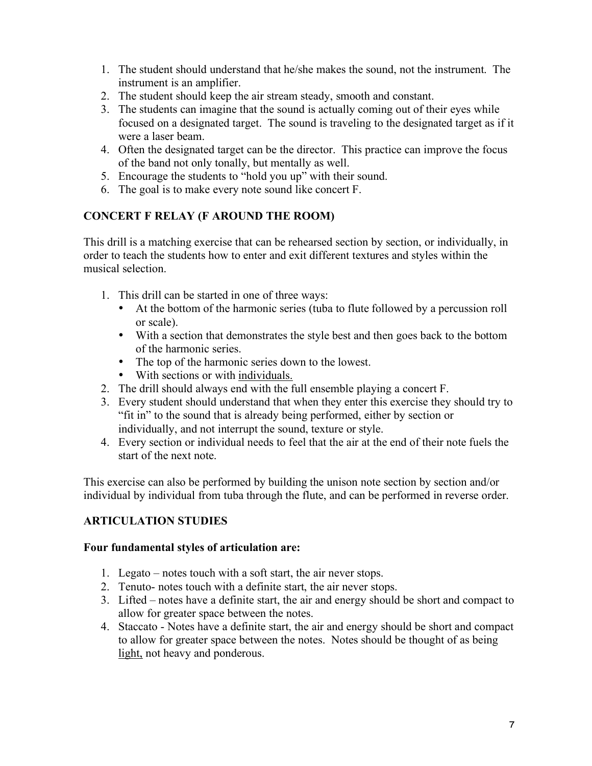1. The student should understand that he/she makes the sound, not the instrument. The instrument is an amplifier.
2. The student should keep the air stream steady, smooth and constant.
3. The students can imagine that the sound is actually coming out of their eyes while focused on a designated target. The sound is traveling to the designated target as if it were a laser beam.
4. Often the designated target can be the director. This practice can improve the focus of the band not only tonally, but mentally as well.
5. Encourage the students to "hold you up" with their sound.
6. The goal is to make every note sound like concert F.

**CONCERT F RELAY (F AROUND THE ROOM)**

This drill is a matching exercise that can be rehearsed section by section, or individually, in order to teach the students how to enter and exit different textures and styles within the musical selection.

1. This drill can be started in one of three ways:
   - At the bottom of the harmonic series (tuba to flute followed by a percussion roll or scale).
   - With a section that demonstrates the style best and then goes back to the bottom of the harmonic series.
   - The top of the harmonic series down to the lowest.
   - With sections or with <u>individuals.</u>
2. The drill should always end with the full ensemble playing a concert F.
3. Every student should understand that when they enter this exercise they should try to "fit in" to the sound that is already being performed, either by section or individually, and not interrupt the sound, texture or style.
4. Every section or individual needs to feel that the air at the end of their note fuels the start of the next note.

This exercise can also be performed by building the unison note section by section and/or individual by individual from tuba through the flute, and can be performed in reverse order.

**ARTICULATION STUDIES**

**Four fundamental styles of articulation are:**

1. Legato – notes touch with a soft start, the air never stops.
2. Tenuto- notes touch with a definite start, the air never stops.
3. Lifted – notes have a definite start, the air and energy should be short and compact to allow for greater space between the notes.
4. Staccato - Notes have a definite start, the air and energy should be short and compact to allow for greater space between the notes. Notes should be thought of as being <u>light,</u> not heavy and ponderous.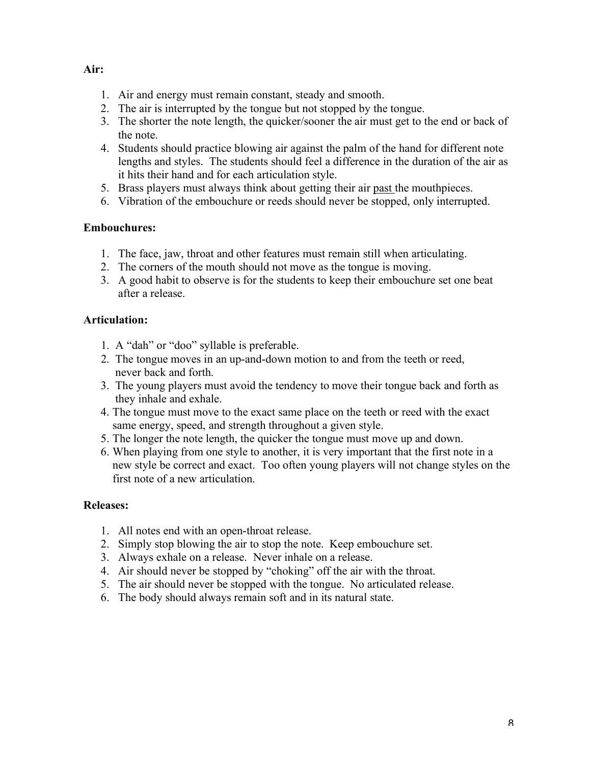**Air:**

1. Air and energy must remain constant, steady and smooth.
2. The air is interrupted by the tongue but not stopped by the tongue.
3. The shorter the note length, the quicker/sooner the air must get to the end or back of the note.
4. Students should practice blowing air against the palm of the hand for different note lengths and styles. The students should feel a difference in the duration of the air as it hits their hand and for each articulation style.
5. Brass players must always think about getting their air past the mouthpieces.
6. Vibration of the embouchure or reeds should never be stopped, only interrupted.

**Embouchures:**

1. The face, jaw, throat and other features must remain still when articulating.
2. The corners of the mouth should not move as the tongue is moving.
3. A good habit to observe is for the students to keep their embouchure set one beat after a release.

**Articulation:**

1. A "dah" or "doo" syllable is preferable.
2. The tongue moves in an up-and-down motion to and from the teeth or reed, never back and forth.
3. The young players must avoid the tendency to move their tongue back and forth as they inhale and exhale.
4. The tongue must move to the exact same place on the teeth or reed with the exact same energy, speed, and strength throughout a given style.
5. The longer the note length, the quicker the tongue must move up and down.
6. When playing from one style to another, it is very important that the first note in a new style be correct and exact. Too often young players will not change styles on the first note of a new articulation.

**Releases:**

1. All notes end with an open-throat release.
2. Simply stop blowing the air to stop the note. Keep embouchure set.
3. Always exhale on a release. Never inhale on a release.
4. Air should never be stopped by "choking" off the air with the throat.
5. The air should never be stopped with the tongue. No articulated release.
6. The body should always remain soft and in its natural state.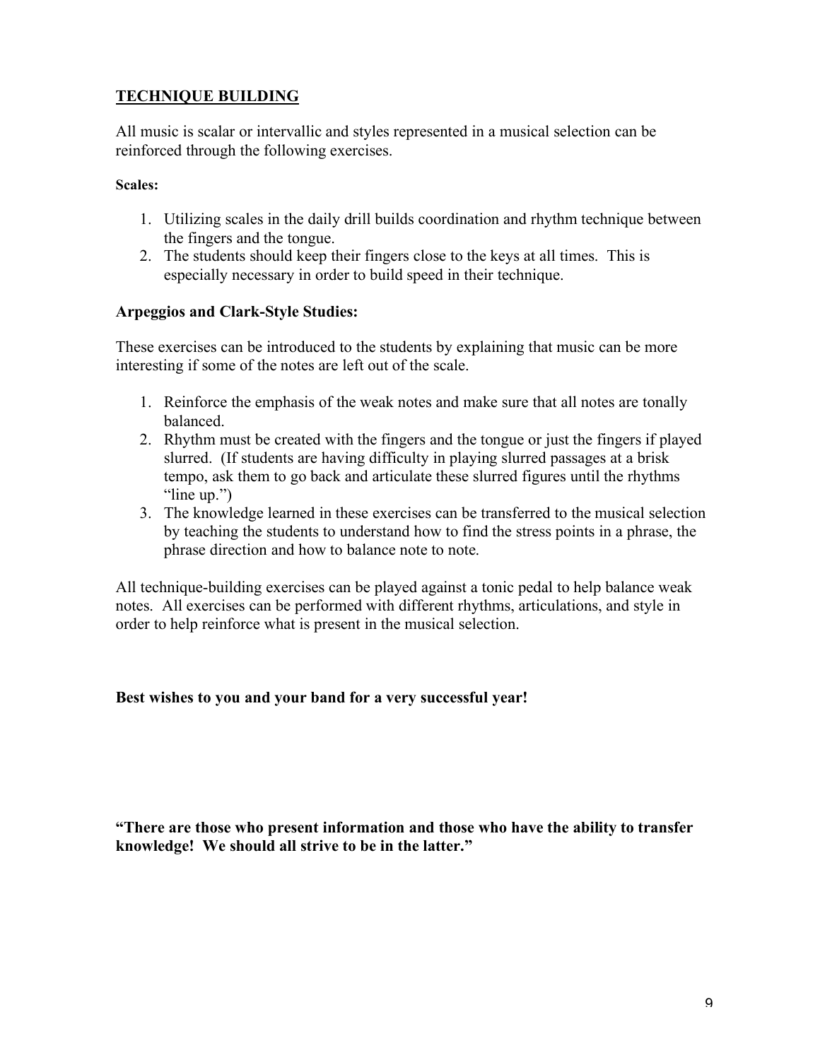## TECHNIQUE BUILDING

All music is scalar or intervallic and styles represented in a musical selection can be reinforced through the following exercises.

**Scales:**

1. Utilizing scales in the daily drill builds coordination and rhythm technique between the fingers and the tongue.
2. The students should keep their fingers close to the keys at all times. This is especially necessary in order to build speed in their technique.

**Arpeggios and Clark-Style Studies:**

These exercises can be introduced to the students by explaining that music can be more interesting if some of the notes are left out of the scale.

1. Reinforce the emphasis of the weak notes and make sure that all notes are tonally balanced.
2. Rhythm must be created with the fingers and the tongue or just the fingers if played slurred. (If students are having difficulty in playing slurred passages at a brisk tempo, ask them to go back and articulate these slurred figures until the rhythms "line up.")
3. The knowledge learned in these exercises can be transferred to the musical selection by teaching the students to understand how to find the stress points in a phrase, the phrase direction and how to balance note to note.

All technique-building exercises can be played against a tonic pedal to help balance weak notes. All exercises can be performed with different rhythms, articulations, and style in order to help reinforce what is present in the musical selection.

**Best wishes to you and your band for a very successful year!**

**"There are those who present information and those who have the ability to transfer knowledge! We should all strive to be in the latter."**